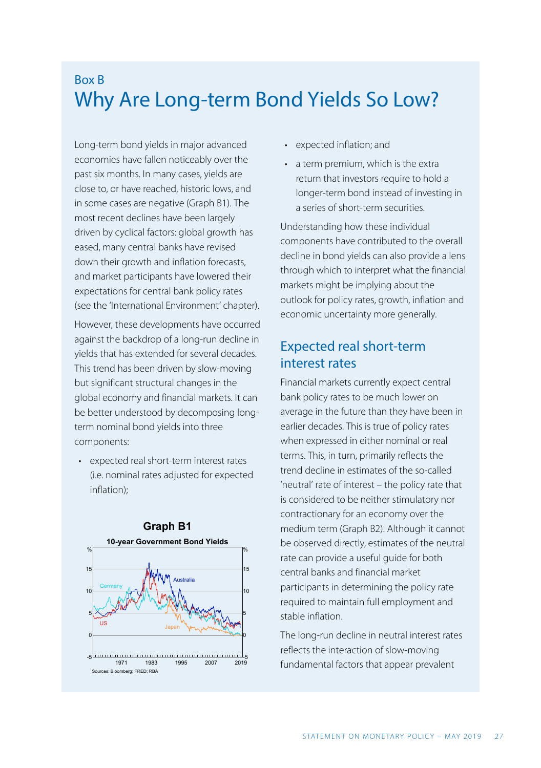Box B

# Why Are Long-term Bond Yields So Low?

Long-term bond yields in major advanced economies have fallen noticeably over the past six months. In many cases, yields are close to, or have reached, historic lows, and in some cases are negative (Graph B1). The most recent declines have been largely driven by cyclical factors: global growth has eased, many central banks have revised down their growth and inflation forecasts, and market participants have lowered their expectations for central bank policy rates (see the 'International Environment' chapter).

However, these developments have occurred against the backdrop of a long-run decline in yields that has extended for several decades. This trend has been driven by slow-moving but significant structural changes in the global economy and financial markets. It can be better understood by decomposing long-term nominal bond yields into three components:

- expected real short-term interest rates (i.e. nominal rates adjusted for expected inflation);
- expected inflation; and
- a term premium, which is the extra return that investors require to hold a longer-term bond instead of investing in a series of short-term securities.

**Graph B1**

**10-year Government Bond Yields**

Sources: Bloomberg; FRED; RBA

Understanding how these individual components have contributed to the overall decline in bond yields can also provide a lens through which to interpret what the financial markets might be implying about the outlook for policy rates, growth, inflation and economic uncertainty more generally.

## Expected real short-term interest rates

Financial markets currently expect central bank policy rates to be much lower on average in the future than they have been in earlier decades. This is true of policy rates when expressed in either nominal or real terms. This, in turn, primarily reflects the trend decline in estimates of the so-called 'neutral' rate of interest – the policy rate that is considered to be neither stimulatory nor contractionary for an economy over the medium term (Graph B2). Although it cannot be observed directly, estimates of the neutral rate can provide a useful guide for both central banks and financial market participants in determining the policy rate required to maintain full employment and stable inflation.

The long-run decline in neutral interest rates reflects the interaction of slow-moving fundamental factors that appear prevalent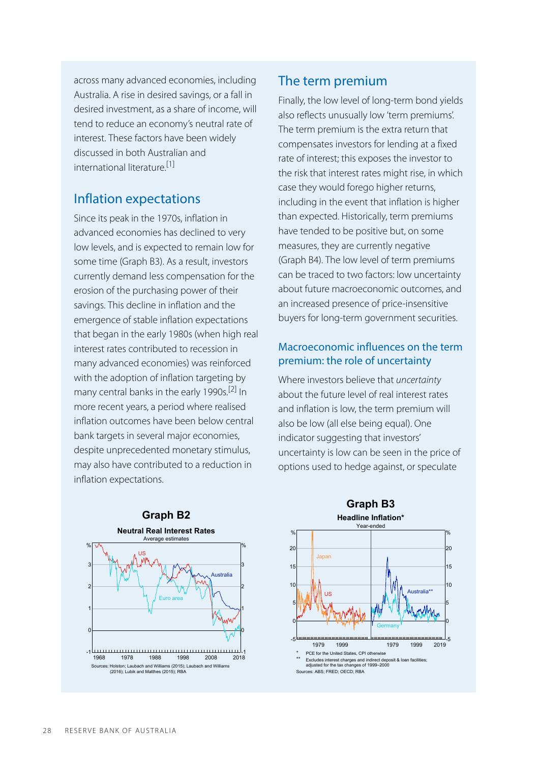across many advanced economies, including Australia. A rise in desired savings, or a fall in desired investment, as a share of income, will tend to reduce an economy's neutral rate of interest. These factors have been widely discussed in both Australian and international literature.[1]

## Inflation expectations

Since its peak in the 1970s, inflation in advanced economies has declined to very low levels, and is expected to remain low for some time (Graph B3). As a result, investors currently demand less compensation for the erosion of the purchasing power of their savings. This decline in inflation and the emergence of stable inflation expectations that began in the early 1980s (when high real interest rates contributed to recession in many advanced economies) was reinforced with the adoption of inflation targeting by many central banks in the early 1990s.[2] In more recent years, a period where realised inflation outcomes have been below central bank targets in several major economies, despite unprecedented monetary stimulus, may also have contributed to a reduction in inflation expectations.

## The term premium

Finally, the low level of long-term bond yields also reflects unusually low 'term premiums'. The term premium is the extra return that compensates investors for lending at a fixed rate of interest; this exposes the investor to the risk that interest rates might rise, in which case they would forego higher returns, including in the event that inflation is higher than expected. Historically, term premiums have tended to be positive but, on some measures, they are currently negative (Graph B4). The low level of term premiums can be traced to two factors: low uncertainty about future macroeconomic outcomes, and an increased presence of price-insensitive buyers for long-term government securities.

### Macroeconomic influences on the term premium: the role of uncertainty

Where investors believe that *uncertainty* about the future level of real interest rates and inflation is low, the term premium will also be low (all else being equal). One indicator suggesting that investors' uncertainty is low can be seen in the price of options used to hedge against, or speculate

**Graph B2**

**Neutral Real Interest Rates**

Average estimates

Sources: Holston; Laubach and Williams (2015); Laubach and Williams (2016); Lubik and Matthes (2015); RBA

**Graph B3**

**Headline Inflation***

Year-ended

\* PCE for the United States, CPI otherwise

\*\* Excludes interest charges and indirect deposit & loan facilities; adjusted for the tax changes of 1999–2000

Sources: ABS; FRED; OECD; RBA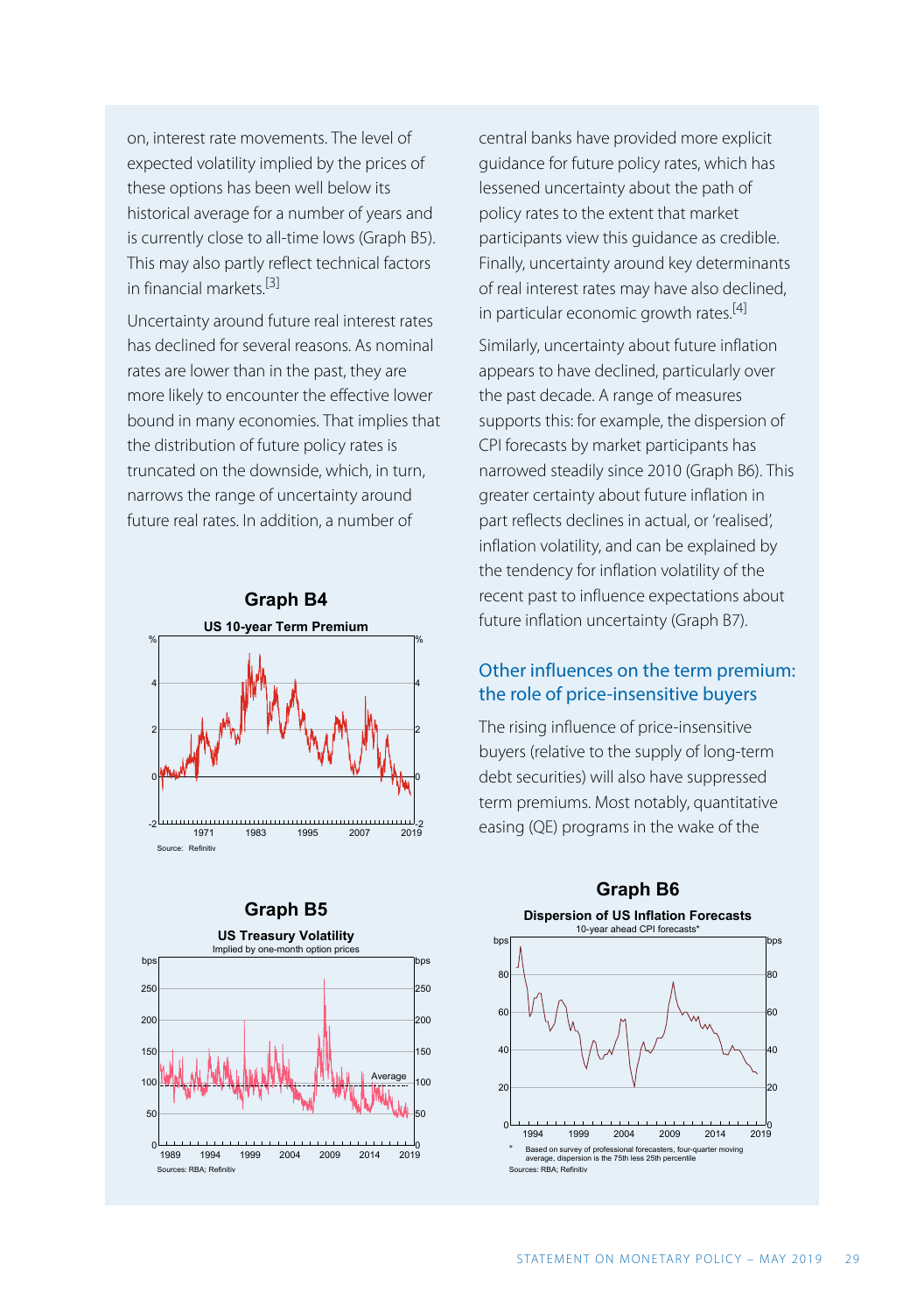on, interest rate movements. The level of expected volatility implied by the prices of these options has been well below its historical average for a number of years and is currently close to all-time lows (Graph B5). This may also partly reflect technical factors in financial markets.[3]

Uncertainty around future real interest rates has declined for several reasons. As nominal rates are lower than in the past, they are more likely to encounter the effective lower bound in many economies. That implies that the distribution of future policy rates is truncated on the downside, which, in turn, narrows the range of uncertainty around future real rates. In addition, a number of central banks have provided more explicit guidance for future policy rates, which has lessened uncertainty about the path of policy rates to the extent that market participants view this guidance as credible. Finally, uncertainty around key determinants of real interest rates may have also declined, in particular economic growth rates.[4]

Similarly, uncertainty about future inflation appears to have declined, particularly over the past decade. A range of measures supports this: for example, the dispersion of CPI forecasts by market participants has narrowed steadily since 2010 (Graph B6). This greater certainty about future inflation in part reflects declines in actual, or 'realised', inflation volatility, and can be explained by the tendency for inflation volatility of the recent past to influence expectations about future inflation uncertainty (Graph B7).

## Other influences on the term premium: the role of price-insensitive buyers

The rising influence of price-insensitive buyers (relative to the supply of long-term debt securities) will also have suppressed term premiums. Most notably, quantitative easing (QE) programs in the wake of the

**Graph B4**

**US 10-year Term Premium**

Source: Refinitiv

**Graph B5**

**US Treasury Volatility**

Implied by one-month option prices

Sources: RBA; Refinitiv

**Graph B6**

**Dispersion of US Inflation Forecasts**

10-year ahead CPI forecasts*

\* Based on survey of professional forecasters, four-quarter moving average, dispersion is the 75th less 25th percentile

Sources: RBA; Refinitiv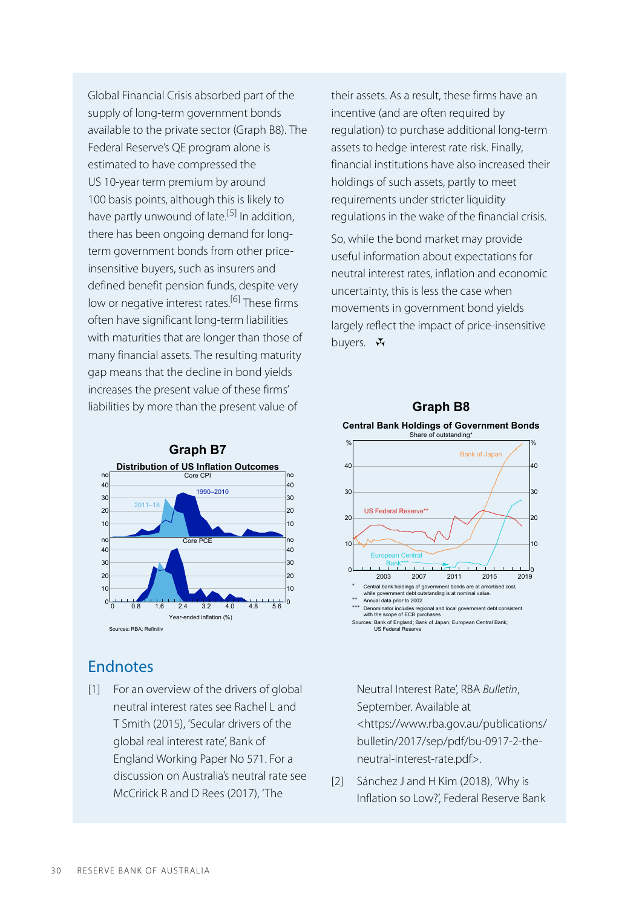Global Financial Crisis absorbed part of the supply of long-term government bonds available to the private sector (Graph B8). The Federal Reserve's QE program alone is estimated to have compressed the US 10-year term premium by around 100 basis points, although this is likely to have partly unwound of late.[5] In addition, there has been ongoing demand for long-term government bonds from other price-insensitive buyers, such as insurers and defined benefit pension funds, despite very low or negative interest rates.[6] These firms often have significant long-term liabilities with maturities that are longer than those of many financial assets. The resulting maturity gap means that the decline in bond yields increases the present value of these firms' liabilities by more than the present value of their assets. As a result, these firms have an incentive (and are often required by regulation) to purchase additional long-term assets to hedge interest rate risk. Finally, financial institutions have also increased their holdings of such assets, partly to meet requirements under stricter liquidity regulations in the wake of the financial crisis.

So, while the bond market may provide useful information about expectations for neutral interest rates, inflation and economic uncertainty, this is less the case when movements in government bond yields largely reflect the impact of price-insensitive buyers.

**Graph B7**

**Distribution of US Inflation Outcomes**

Sources: RBA; Refinitiv

**Graph B8**

**Central Bank Holdings of Government Bonds**

Share of outstanding*

\* Central bank holdings of government bonds are at amortised cost, while government debt outstanding is at nominal value.

\*\* Annual data prior to 2002

\*\*\* Denominator includes regional and local government debt consistent with the scope of ECB purchases

Sources: Bank of England; Bank of Japan; European Central Bank; US Federal Reserve

## Endnotes

[1] For an overview of the drivers of global neutral interest rates see Rachel L and T Smith (2015), 'Secular drivers of the global real interest rate', Bank of England Working Paper No 571. For a discussion on Australia's neutral rate see McCririck R and D Rees (2017), 'The Neutral Interest Rate', RBA *Bulletin*, September. Available at <https://www.rba.gov.au/publications/bulletin/2017/sep/pdf/bu-0917-2-the-neutral-interest-rate.pdf>.

[2] Sánchez J and H Kim (2018), 'Why is Inflation so Low?', Federal Reserve Bank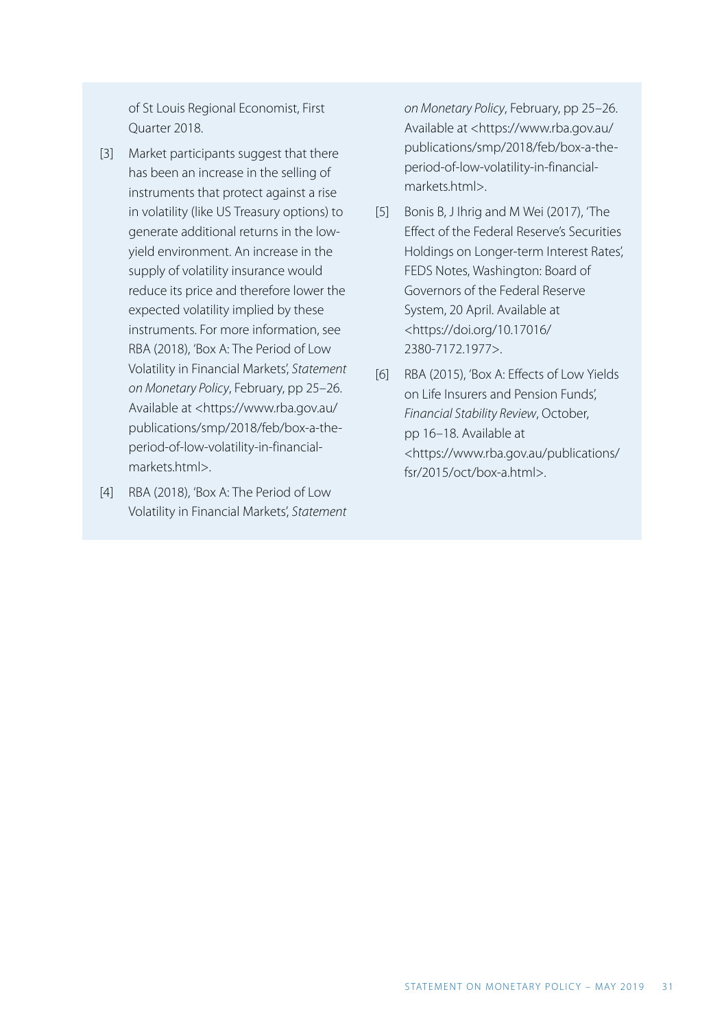of St Louis Regional Economist, First Quarter 2018.

[3] Market participants suggest that there has been an increase in the selling of instruments that protect against a rise in volatility (like US Treasury options) to generate additional returns in the low-yield environment. An increase in the supply of volatility insurance would reduce its price and therefore lower the expected volatility implied by these instruments. For more information, see RBA (2018), 'Box A: The Period of Low Volatility in Financial Markets', *Statement on Monetary Policy*, February, pp 25–26. Available at <https://www.rba.gov.au/publications/smp/2018/feb/box-a-the-period-of-low-volatility-in-financial-markets.html>.

[4] RBA (2018), 'Box A: The Period of Low Volatility in Financial Markets', *Statement on Monetary Policy*, February, pp 25–26. Available at <https://www.rba.gov.au/publications/smp/2018/feb/box-a-the-period-of-low-volatility-in-financial-markets.html>.

[5] Bonis B, J Ihrig and M Wei (2017), 'The Effect of the Federal Reserve's Securities Holdings on Longer-term Interest Rates', FEDS Notes, Washington: Board of Governors of the Federal Reserve System, 20 April. Available at <https://doi.org/10.17016/2380-7172.1977>.

[6] RBA (2015), 'Box A: Effects of Low Yields on Life Insurers and Pension Funds', *Financial Stability Review*, October, pp 16–18. Available at <https://www.rba.gov.au/publications/fsr/2015/oct/box-a.html>.